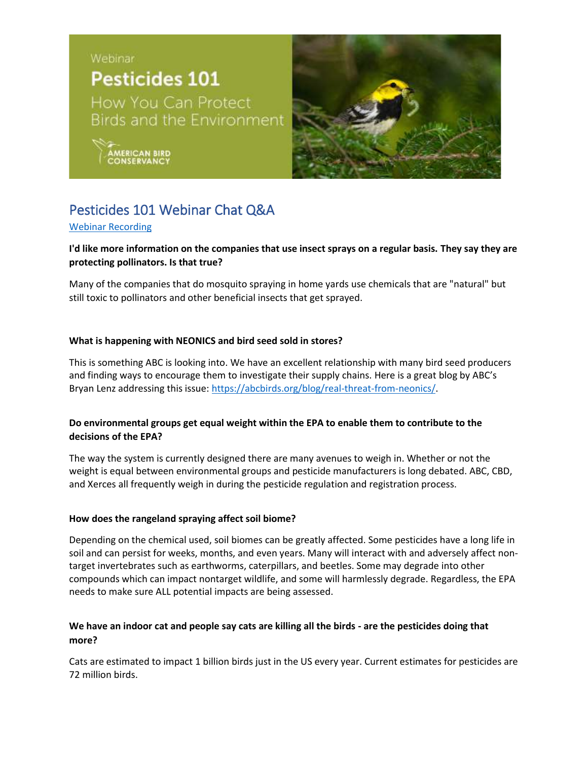Webinar

# Pesticides 101

How You Can Protect Birds and the Environment

AMERICAN BIRD CONSERVANCY

## Pesticides 101 Webinar Chat Q&A

Webinar Recording

**I'd like more information on the companies that use insect sprays on a regular basis. They say they are protecting pollinators. Is that true?**

Many of the companies that do mosquito spraying in home yards use chemicals that are "natural" but still toxic to pollinators and other beneficial insects that get sprayed.

**What is happening with NEONICS and bird seed sold in stores?**

This is something ABC is looking into. We have an excellent relationship with many bird seed producers and finding ways to encourage them to investigate their supply chains. Here is a great blog by ABC's Bryan Lenz addressing this issue: https://abcbirds.org/blog/real-threat-from-neonics/.

**Do environmental groups get equal weight within the EPA to enable them to contribute to the decisions of the EPA?**

The way the system is currently designed there are many avenues to weigh in. Whether or not the weight is equal between environmental groups and pesticide manufacturers is long debated. ABC, CBD, and Xerces all frequently weigh in during the pesticide regulation and registration process.

**How does the rangeland spraying affect soil biome?**

Depending on the chemical used, soil biomes can be greatly affected. Some pesticides have a long life in soil and can persist for weeks, months, and even years. Many will interact with and adversely affect non-target invertebrates such as earthworms, caterpillars, and beetles. Some may degrade into other compounds which can impact nontarget wildlife, and some will harmlessly degrade. Regardless, the EPA needs to make sure ALL potential impacts are being assessed.

**We have an indoor cat and people say cats are killing all the birds - are the pesticides doing that more?**

Cats are estimated to impact 1 billion birds just in the US every year. Current estimates for pesticides are 72 million birds.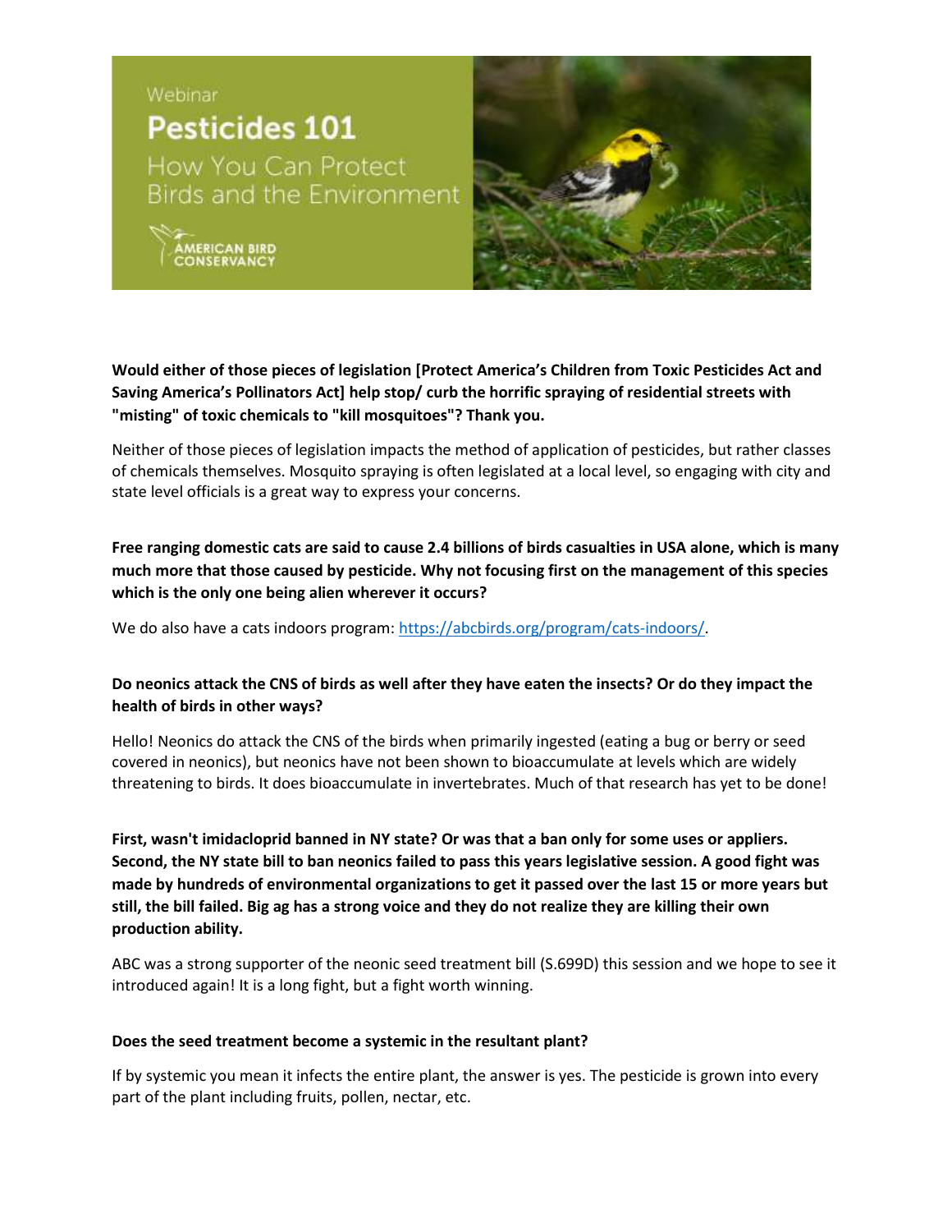Webinar

# Pesticides 101

How You Can Protect Birds and the Environment

AMERICAN BIRD CONSERVANCY

**Would either of those pieces of legislation [Protect America's Children from Toxic Pesticides Act and Saving America's Pollinators Act] help stop/ curb the horrific spraying of residential streets with "misting" of toxic chemicals to "kill mosquitoes"? Thank you.**

Neither of those pieces of legislation impacts the method of application of pesticides, but rather classes of chemicals themselves. Mosquito spraying is often legislated at a local level, so engaging with city and state level officials is a great way to express your concerns.

**Free ranging domestic cats are said to cause 2.4 billions of birds casualties in USA alone, which is many much more that those caused by pesticide. Why not focusing first on the management of this species which is the only one being alien wherever it occurs?**

We do also have a cats indoors program: https://abcbirds.org/program/cats-indoors/.

**Do neonics attack the CNS of birds as well after they have eaten the insects? Or do they impact the health of birds in other ways?**

Hello! Neonics do attack the CNS of the birds when primarily ingested (eating a bug or berry or seed covered in neonics), but neonics have not been shown to bioaccumulate at levels which are widely threatening to birds. It does bioaccumulate in invertebrates. Much of that research has yet to be done!

**First, wasn't imidacloprid banned in NY state? Or was that a ban only for some uses or appliers. Second, the NY state bill to ban neonics failed to pass this years legislative session. A good fight was made by hundreds of environmental organizations to get it passed over the last 15 or more years but still, the bill failed. Big ag has a strong voice and they do not realize they are killing their own production ability.**

ABC was a strong supporter of the neonic seed treatment bill (S.699D) this session and we hope to see it introduced again! It is a long fight, but a fight worth winning.

**Does the seed treatment become a systemic in the resultant plant?**

If by systemic you mean it infects the entire plant, the answer is yes. The pesticide is grown into every part of the plant including fruits, pollen, nectar, etc.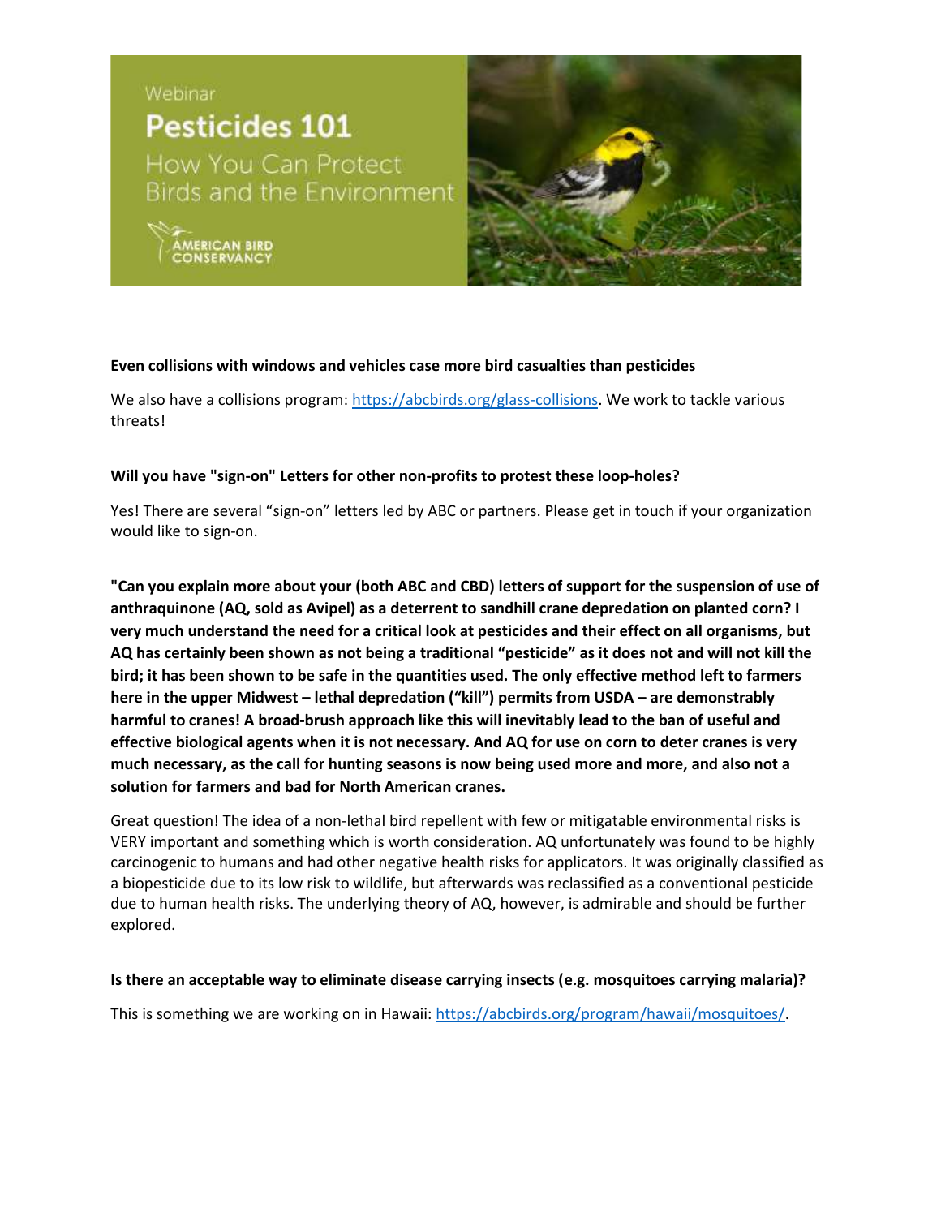Webinar

# Pesticides 101

How You Can Protect Birds and the Environment

AMERICAN BIRD CONSERVANCY

**Even collisions with windows and vehicles case more bird casualties than pesticides**

We also have a collisions program: https://abcbirds.org/glass-collisions. We work to tackle various threats!

**Will you have "sign-on" Letters for other non-profits to protest these loop-holes?**

Yes! There are several "sign-on" letters led by ABC or partners. Please get in touch if your organization would like to sign-on.

**"Can you explain more about your (both ABC and CBD) letters of support for the suspension of use of anthraquinone (AQ, sold as Avipel) as a deterrent to sandhill crane depredation on planted corn? I very much understand the need for a critical look at pesticides and their effect on all organisms, but AQ has certainly been shown as not being a traditional "pesticide" as it does not and will not kill the bird; it has been shown to be safe in the quantities used. The only effective method left to farmers here in the upper Midwest – lethal depredation ("kill") permits from USDA – are demonstrably harmful to cranes! A broad-brush approach like this will inevitably lead to the ban of useful and effective biological agents when it is not necessary. And AQ for use on corn to deter cranes is very much necessary, as the call for hunting seasons is now being used more and more, and also not a solution for farmers and bad for North American cranes.**

Great question! The idea of a non-lethal bird repellent with few or mitigatable environmental risks is VERY important and something which is worth consideration. AQ unfortunately was found to be highly carcinogenic to humans and had other negative health risks for applicators. It was originally classified as a biopesticide due to its low risk to wildlife, but afterwards was reclassified as a conventional pesticide due to human health risks. The underlying theory of AQ, however, is admirable and should be further explored.

**Is there an acceptable way to eliminate disease carrying insects (e.g. mosquitoes carrying malaria)?**

This is something we are working on in Hawaii: https://abcbirds.org/program/hawaii/mosquitoes/.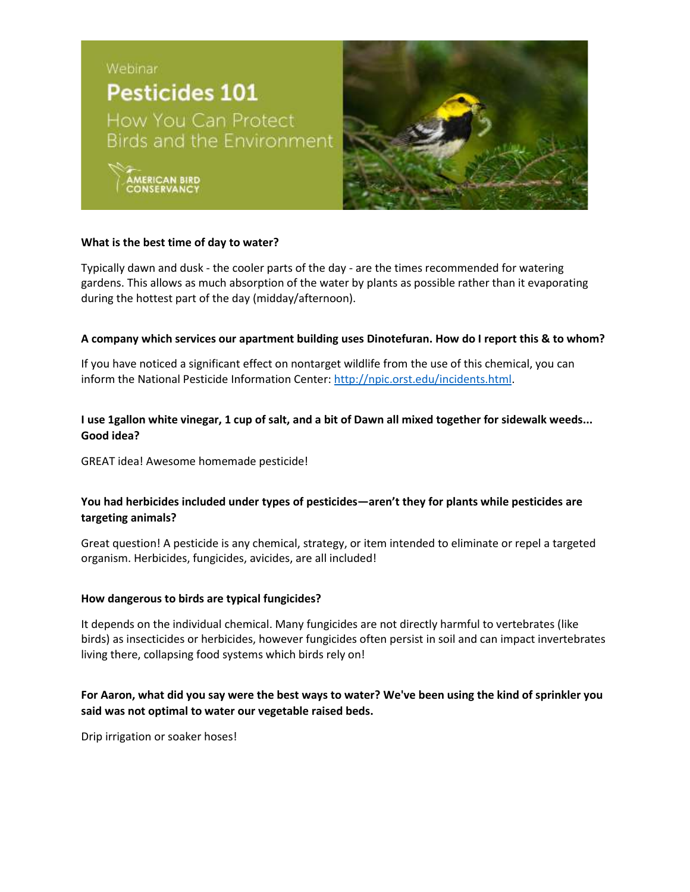**What is the best time of day to water?**

Typically dawn and dusk - the cooler parts of the day - are the times recommended for watering gardens. This allows as much absorption of the water by plants as possible rather than it evaporating during the hottest part of the day (midday/afternoon).

**A company which services our apartment building uses Dinotefuran. How do I report this & to whom?**

If you have noticed a significant effect on nontarget wildlife from the use of this chemical, you can inform the National Pesticide Information Center: http://npic.orst.edu/incidents.html.

**I use 1gallon white vinegar, 1 cup of salt, and a bit of Dawn all mixed together for sidewalk weeds... Good idea?**

GREAT idea! Awesome homemade pesticide!

**You had herbicides included under types of pesticides—aren't they for plants while pesticides are targeting animals?**

Great question! A pesticide is any chemical, strategy, or item intended to eliminate or repel a targeted organism. Herbicides, fungicides, avicides, are all included!

**How dangerous to birds are typical fungicides?**

It depends on the individual chemical. Many fungicides are not directly harmful to vertebrates (like birds) as insecticides or herbicides, however fungicides often persist in soil and can impact invertebrates living there, collapsing food systems which birds rely on!

**For Aaron, what did you say were the best ways to water? We've been using the kind of sprinkler you said was not optimal to water our vegetable raised beds.**

Drip irrigation or soaker hoses!